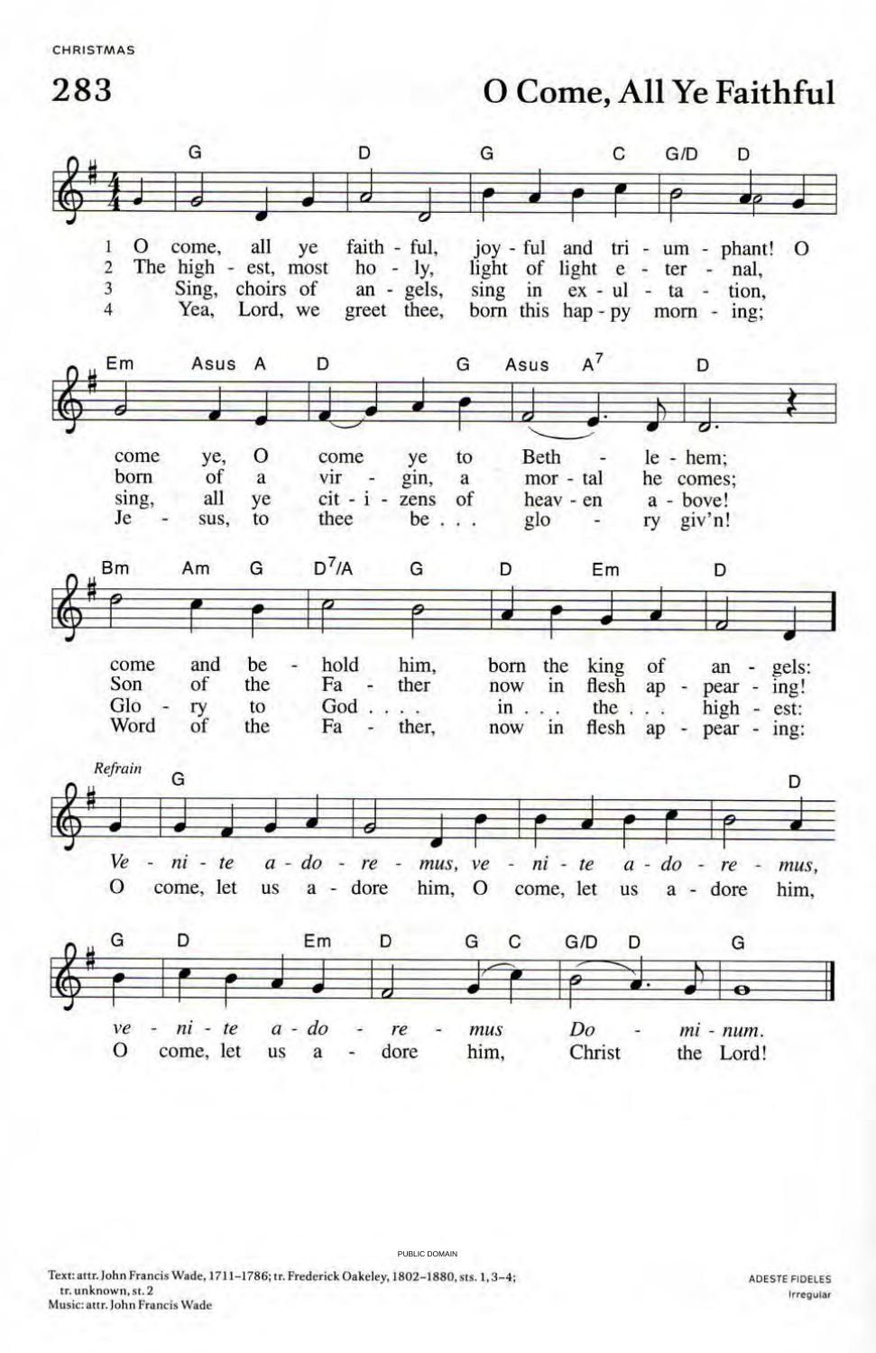CHRISTMAS

# 283 O Come, All Ye Faithful

1 O come, all ye faithful, joyful and triumphant! O come ye, O come ye to Bethlehem; come and behold him, born the king of angels:

2 The highest, most holy, light of light eternal, born of a virgin, a mortal he comes; Son of the Father now in flesh appearing!

3 Sing, choirs of angels, sing in exultation, sing, all ye citizens of heaven above! Glory to God . . . in . . . the . . . highest:

4 Yea, Lord, we greet thee, born this happy morning; Jesus, to thee be . . . glory giv'n! Word of the Father, now in flesh appearing:

*Refrain*

*Venite adoremus, venite adoremus, venite adoremus Dominum.*

O come, let us adore him, O come, let us adore him, O come, let us adore him, Christ the Lord!

PUBLIC DOMAIN

Text: attr. John Francis Wade, 1711–1786; tr. Frederick Oakeley, 1802–1880, sts. 1, 3–4; tr. unknown, st. 2
Music: attr. John Francis Wade

ADESTE FIDELES
Irregular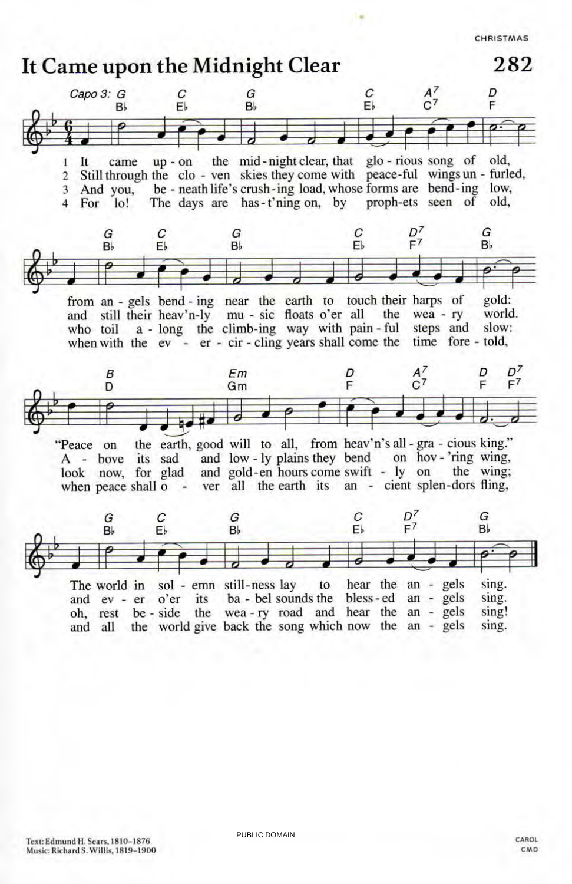# It Came upon the Midnight Clear

Capo 3: G / B♭ — C / E♭ — G / B♭ — C / E♭ — A7 / C7 — D / F

1 It came up - on the mid - night clear, that glo - rious song of old,
2 Still through the clo - ven skies they come with peace-ful wings un - furled,
3 And you, be - neath life's crush - ing load, whose forms are bend - ing low,
4 For lo! The days are has - t'ning on, by proph-ets seen of old,

G / B♭ — C / E♭ — G / B♭ — C / E♭ — D7 / F7 — G / B♭

from an - gels bend - ing near the earth to touch their harps of gold:
and still their heav'n-ly mu - sic floats o'er all the wea - ry world.
who toil a - long the climb-ing way with pain - ful steps and slow:
when with the ev - er - cir - cling years shall come the time fore - told,

B / D — Em / Gm — D / F — A7 / C7 — D / F — D7 / F7

"Peace on the earth, good will to all, from heav'n's all - gra - cious king."
A - bove its sad and low - ly plains they bend on hov - 'ring wing,
look now, for glad and gold-en hours come swift - ly on the wing;
when peace shall o - ver all the earth its an - cient splen-dors fling,

G / B♭ — C / E♭ — G / B♭ — C / E♭ — D7 / F7 — G / B♭

The world in sol - emn still-ness lay to hear the an - gels sing.
and ev - er o'er its ba - bel sounds the bless - ed an - gels sing.
oh, rest be - side the wea - ry road and hear the an - gels sing!
and all the world give back the song which now the an - gels sing.

Text: Edmund H. Sears, 1810–1876
Music: Richard S. Willis, 1819–1900

PUBLIC DOMAIN

CAROL
CMD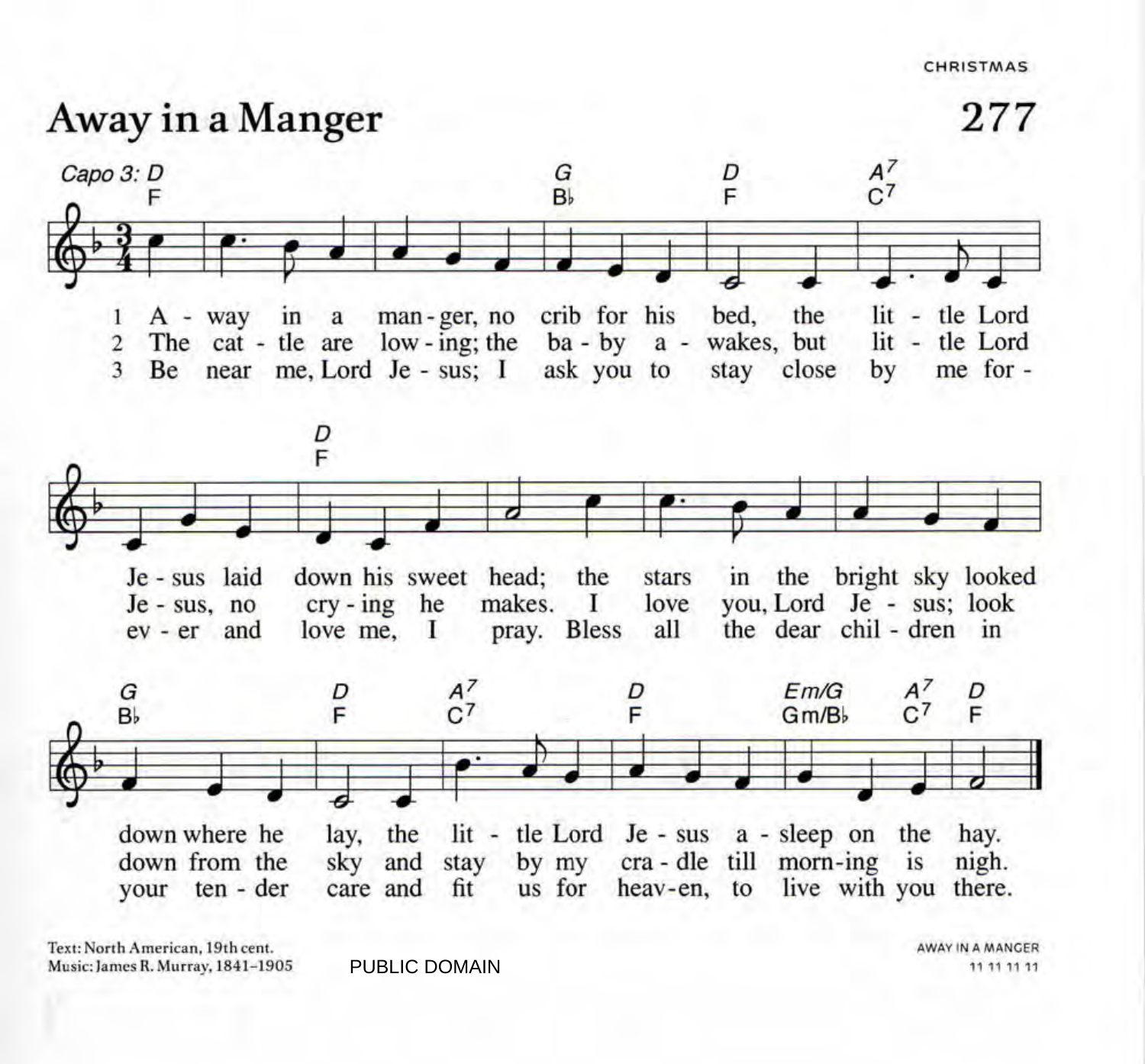# Away in a Manger

**277**

*Capo 3*

1. Away in a manger, no crib for his bed, the little Lord Jesus laid down his sweet head; the stars in the bright sky looked down where he lay, the little Lord Jesus asleep on the hay.

2. The cattle are lowing; the baby awakes, but little Lord Jesus, no crying he makes. I love you, Lord Jesus; look down from the sky and stay by my cradle till morning is nigh.

3. Be near me, Lord Jesus; I ask you to stay close by me forever and love me, I pray. Bless all the dear children in your tender care and fit us for heaven, to live with you there.

Text: North American, 19th cent.
Music: James R. Murray, 1841–1905

PUBLIC DOMAIN

AWAY IN A MANGER
11 11 11 11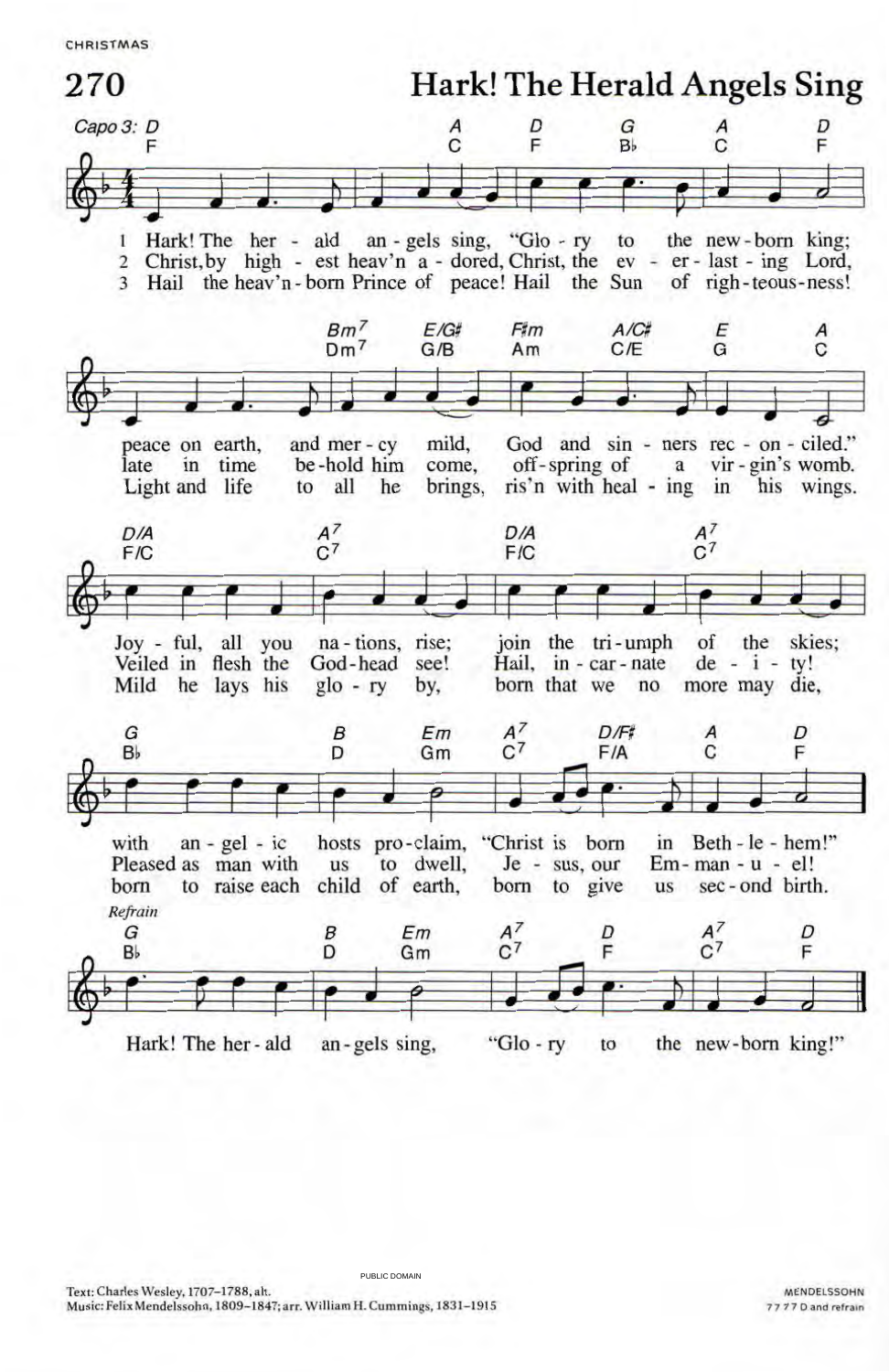CHRISTMAS

# 270 Hark! The Herald Angels Sing

Capo 3

1 Hark! The herald angels sing, "Glory to the newborn king;
peace on earth, and mercy mild, God and sinners reconciled."
Joyful, all you nations, rise; join the triumph of the skies;
with angelic hosts proclaim, "Christ is born in Bethlehem!"

*Refrain*
Hark! The herald angels sing, "Glory to the newborn king!"

2 Christ, by highest heav'n adored, Christ, the everlasting Lord,
late in time behold him come, offspring of a virgin's womb.
Veiled in flesh the Godhead see! Hail, incarnate deity!
Pleased as man with us to dwell, Jesus, our Emmanuel!

3 Hail the heav'n-born Prince of peace! Hail the Sun of righteousness!
Light and life to all he brings, ris'n with healing in his wings.
Mild he lays his glory by, born that we no more may die,
born to raise each child of earth, born to give us second birth.

PUBLIC DOMAIN

Text: Charles Wesley, 1707–1788, alt.
Music: Felix Mendelssohn, 1809–1847; arr. William H. Cummings, 1831–1915

MENDELSSOHN
7 7 7 7 D and refrain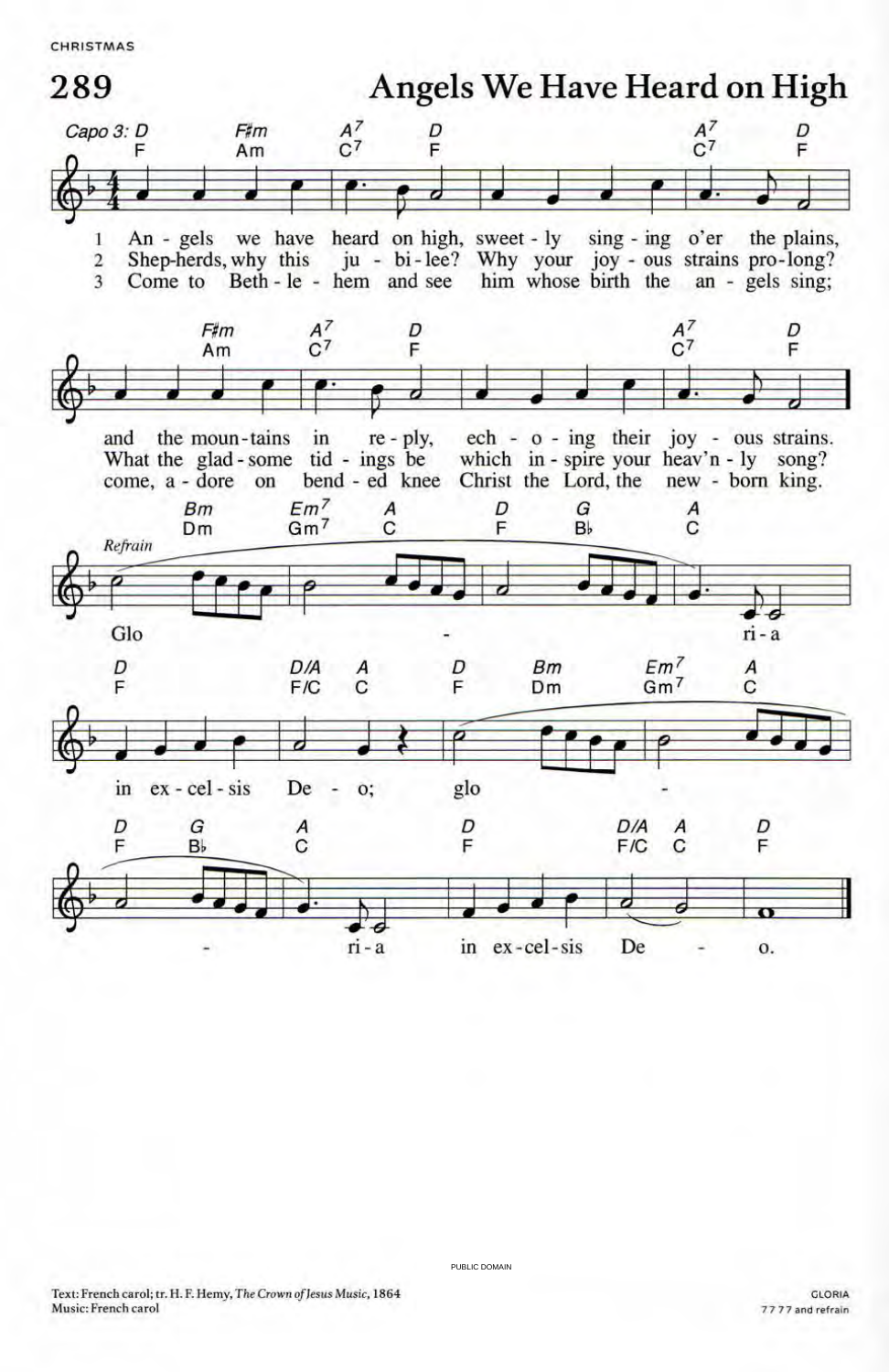CHRISTMAS

# 289 Angels We Have Heard on High

1. Angels we have heard on high, sweetly singing o'er the plains, and the mountains in reply, echoing their joyous strains.
2. Shepherds, why this jubilee? Why your joyous strains prolong? What the gladsome tidings be which inspire your heav'nly song?
3. Come to Bethlehem and see him whose birth the angels sing; come, adore on bended knee Christ the Lord, the newborn king.

*Refrain*

Gloria in excelsis Deo; gloria in excelsis Deo.

PUBLIC DOMAIN

Text: French carol; tr. H. F. Hemy, *The Crown of Jesus Music*, 1864
Music: French carol

GLORIA
7 7 7 7 and refrain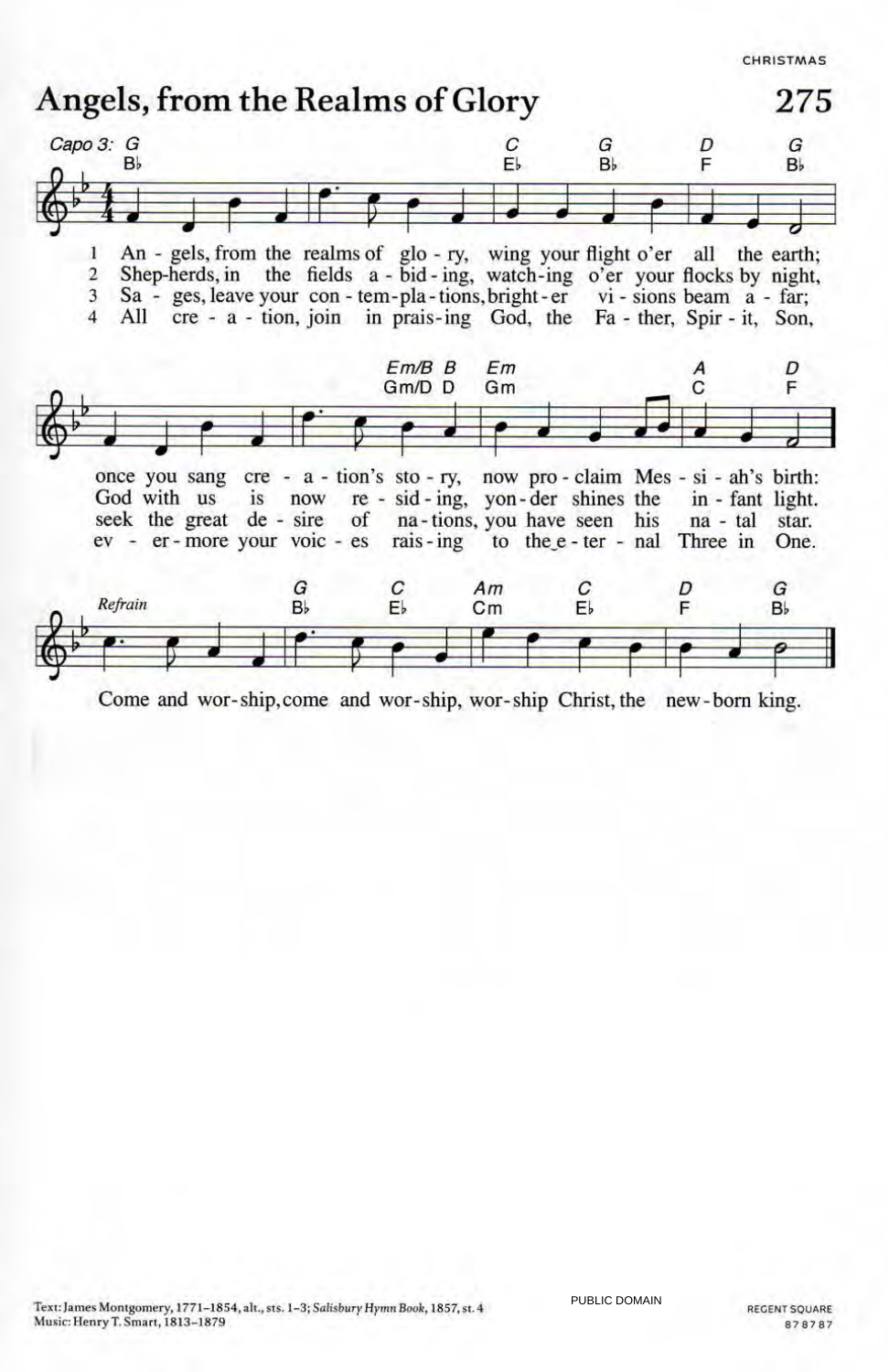CHRISTMAS

# Angels, from the Realms of Glory

275

Capo 3

1 Angels, from the realms of glory, wing your flight o'er all the earth; once you sang creation's story, now proclaim Messiah's birth:

2 Shepherds, in the fields abiding, watching o'er your flocks by night, God with us is now residing, yonder shines the infant light.

3 Sages, leave your contemplations, brighter visions beam afar; seek the great desire of nations, you have seen his natal star.

4 All creation, join in praising God, the Father, Spirit, Son, evermore your voices raising to the eternal Three in One.

*Refrain*

Come and worship, come and worship, worship Christ, the newborn king.

Text: James Montgomery, 1771–1854, alt., sts. 1–3; *Salisbury Hymn Book*, 1857, st. 4
Music: Henry T. Smart, 1813–1879

PUBLIC DOMAIN

REGENT SQUARE
8 7 8 7 8 7